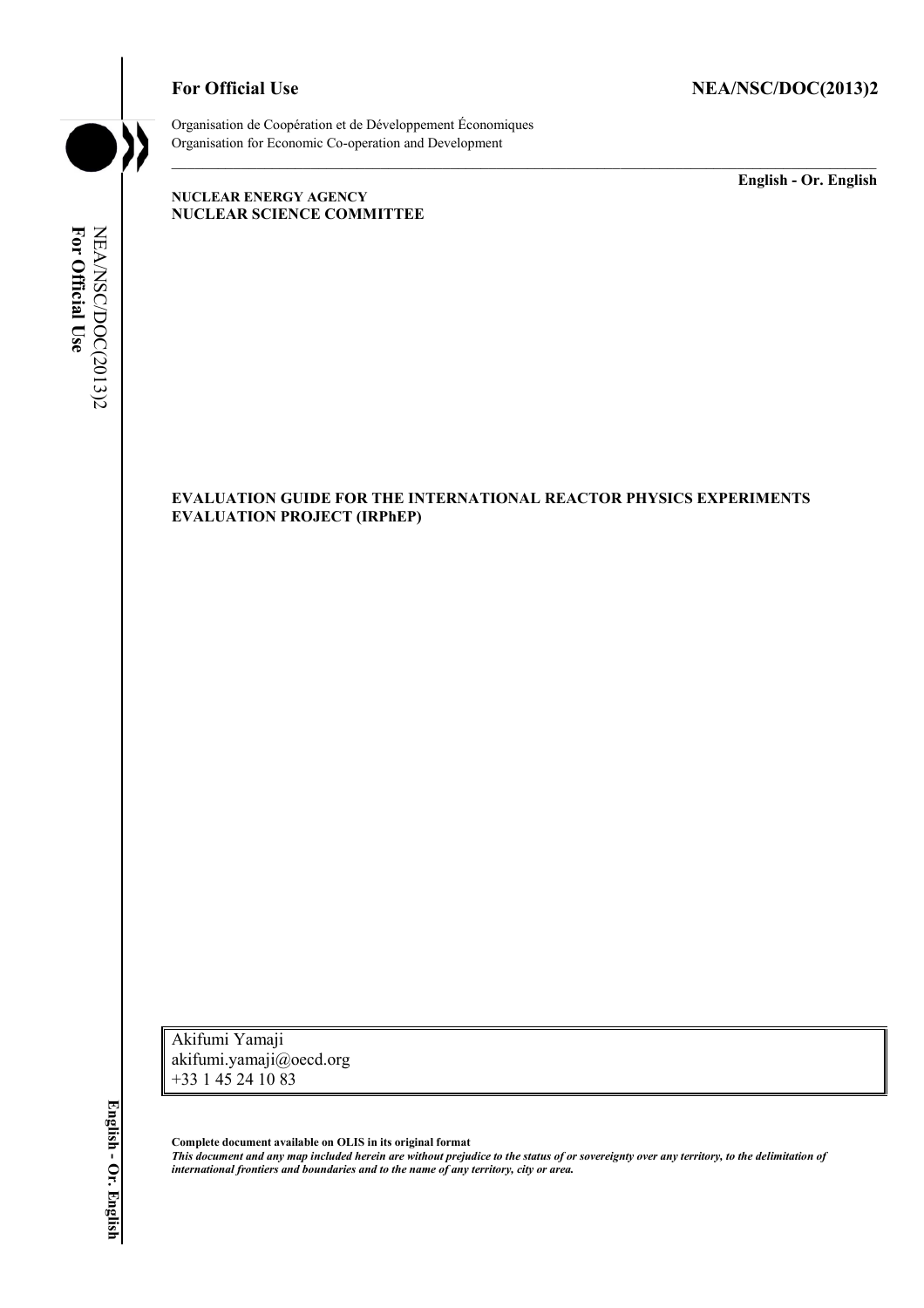**For Official Use** **NEA/NSC/DOC(2013)2**

Organisation de Coopération et de Développement Économiques
Organisation for Economic Co-operation and Development

**English - Or. English**

**NUCLEAR ENERGY AGENCY**
**NUCLEAR SCIENCE COMMITTEE**

# EVALUATION GUIDE FOR THE INTERNATIONAL REACTOR PHYSICS EXPERIMENTS EVALUATION PROJECT (IRPhEP)

Akifumi Yamaji
akifumi.yamaji@oecd.org
+33 1 45 24 10 83

**Complete document available on OLIS in its original format**
***This document and any map included herein are without prejudice to the status of or sovereignty over any territory, to the delimitation of international frontiers and boundaries and to the name of any territory, city or area.***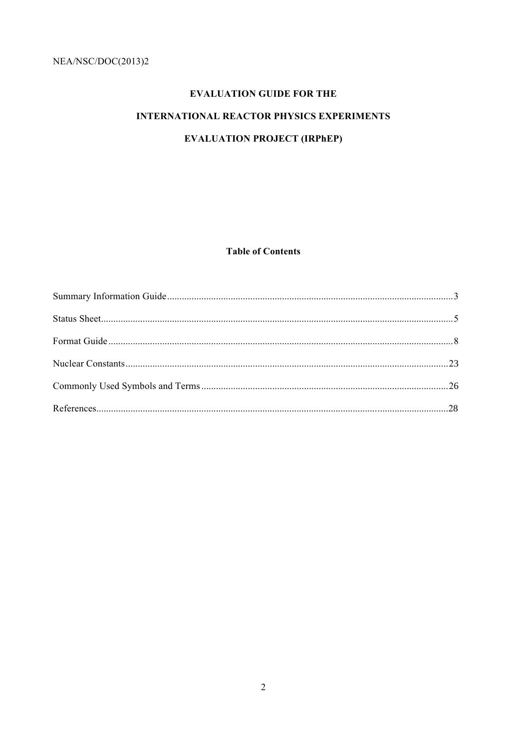**EVALUATION GUIDE FOR THE**

**INTERNATIONAL REACTOR PHYSICS EXPERIMENTS**

**EVALUATION PROJECT (IRPhEP)**

## Table of Contents

Summary Information Guide....................................................................................................................3

Status Sheet..............................................................................................................................................5

Format Guide...........................................................................................................................................8

Nuclear Constants...................................................................................................................................23

Commonly Used Symbols and Terms....................................................................................................26

References...............................................................................................................................................28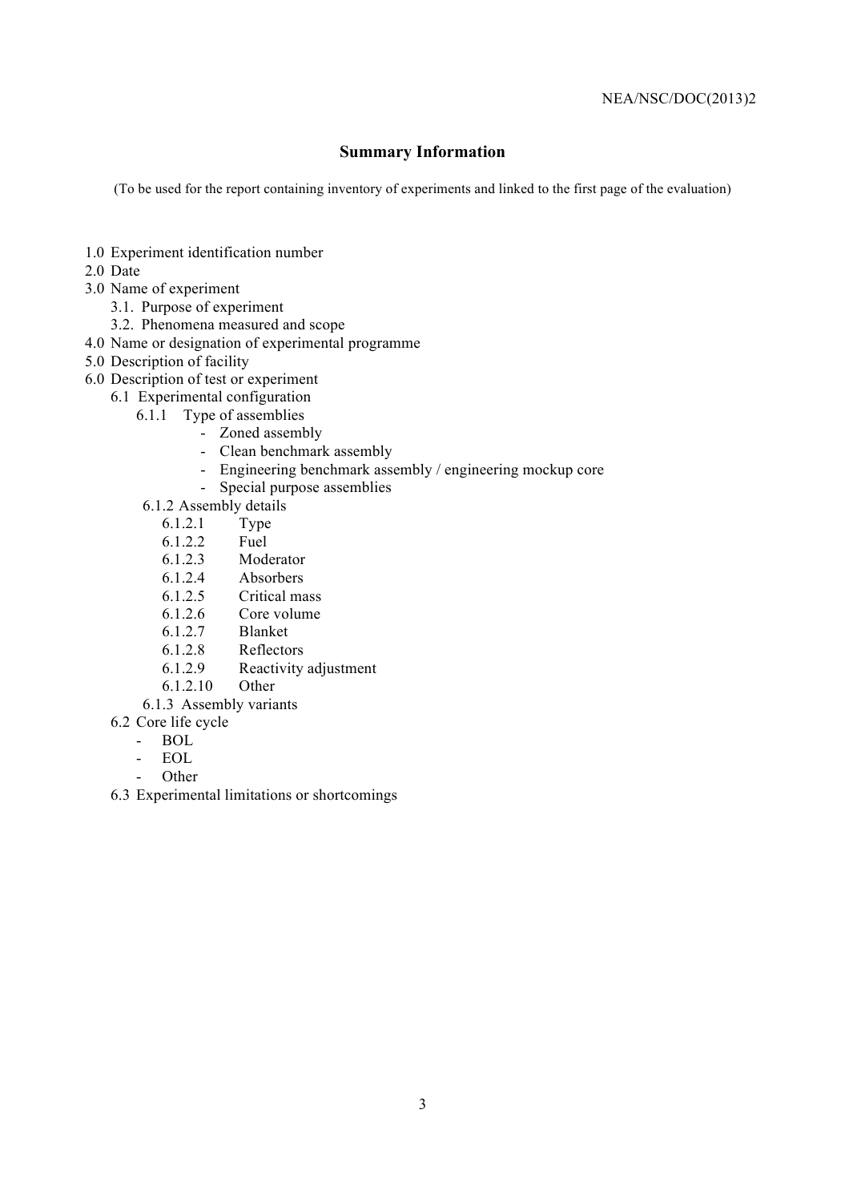## Summary Information

(To be used for the report containing inventory of experiments and linked to the first page of the evaluation)

- 1.0 Experiment identification number
- 2.0 Date
- 3.0 Name of experiment
  - 3.1. Purpose of experiment
  - 3.2. Phenomena measured and scope
- 4.0 Name or designation of experimental programme
- 5.0 Description of facility
- 6.0 Description of test or experiment
  - 6.1 Experimental configuration
    - 6.1.1 Type of assemblies
      - Zoned assembly
      - Clean benchmark assembly
      - Engineering benchmark assembly / engineering mockup core
      - Special purpose assemblies
    - 6.1.2 Assembly details
      - 6.1.2.1 Type
      - 6.1.2.2 Fuel
      - 6.1.2.3 Moderator
      - 6.1.2.4 Absorbers
      - 6.1.2.5 Critical mass
      - 6.1.2.6 Core volume
      - 6.1.2.7 Blanket
      - 6.1.2.8 Reflectors
      - 6.1.2.9 Reactivity adjustment
      - 6.1.2.10 Other
    - 6.1.3 Assembly variants
  - 6.2 Core life cycle
    - BOL
    - EOL
    - Other
  - 6.3 Experimental limitations or shortcomings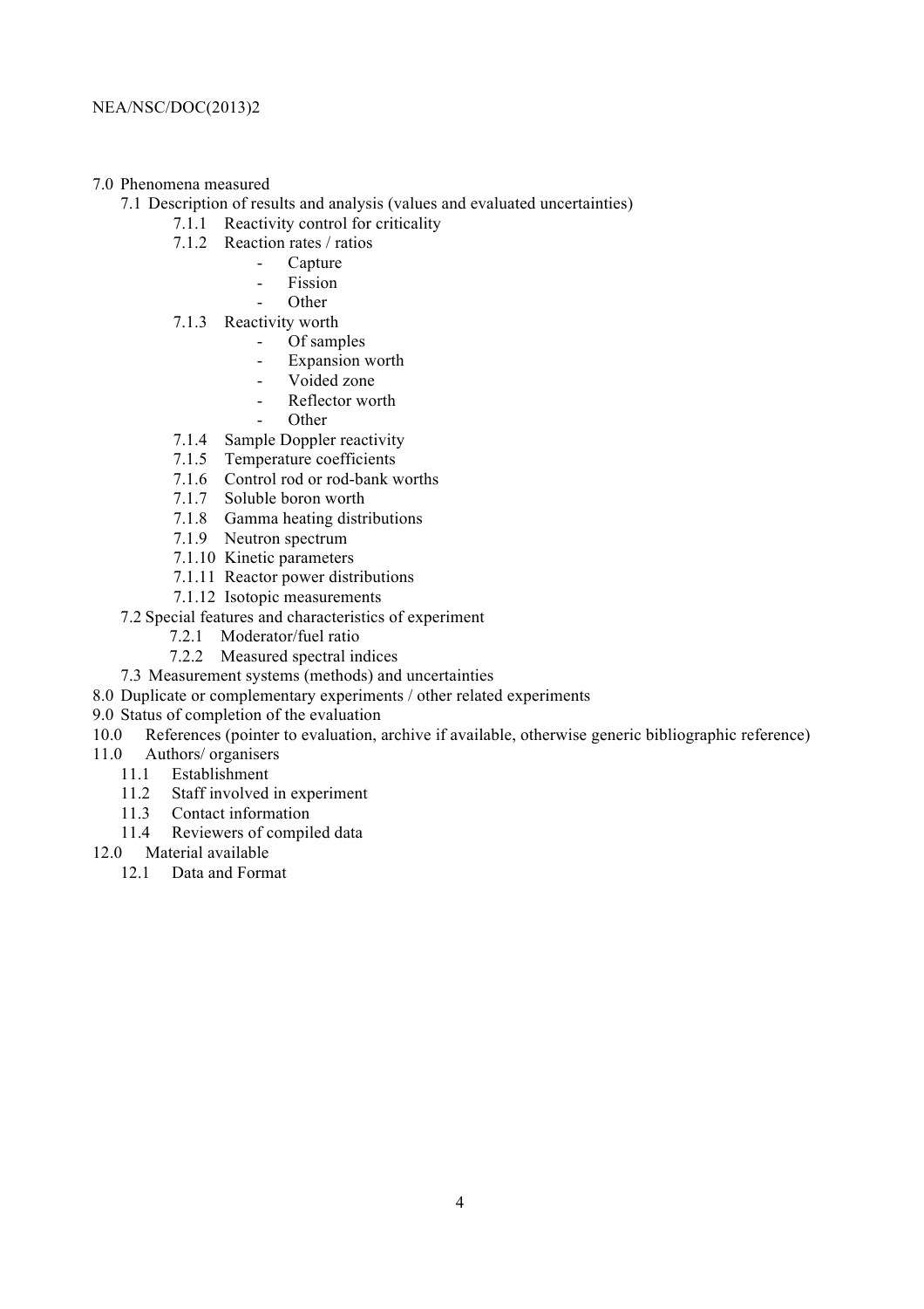- 7.0 Phenomena measured
  - 7.1 Description of results and analysis (values and evaluated uncertainties)
    - 7.1.1 Reactivity control for criticality
    - 7.1.2 Reaction rates / ratios
      - Capture
      - Fission
      - Other
    - 7.1.3 Reactivity worth
      - Of samples
      - Expansion worth
      - Voided zone
      - Reflector worth
      - Other
    - 7.1.4 Sample Doppler reactivity
    - 7.1.5 Temperature coefficients
    - 7.1.6 Control rod or rod-bank worths
    - 7.1.7 Soluble boron worth
    - 7.1.8 Gamma heating distributions
    - 7.1.9 Neutron spectrum
    - 7.1.10 Kinetic parameters
    - 7.1.11 Reactor power distributions
    - 7.1.12 Isotopic measurements
  - 7.2 Special features and characteristics of experiment
    - 7.2.1 Moderator/fuel ratio
    - 7.2.2 Measured spectral indices
  - 7.3 Measurement systems (methods) and uncertainties
- 8.0 Duplicate or complementary experiments / other related experiments
- 9.0 Status of completion of the evaluation
- 10.0 References (pointer to evaluation, archive if available, otherwise generic bibliographic reference)
- 11.0 Authors/ organisers
  - 11.1 Establishment
  - 11.2 Staff involved in experiment
  - 11.3 Contact information
  - 11.4 Reviewers of compiled data
- 12.0 Material available
  - 12.1 Data and Format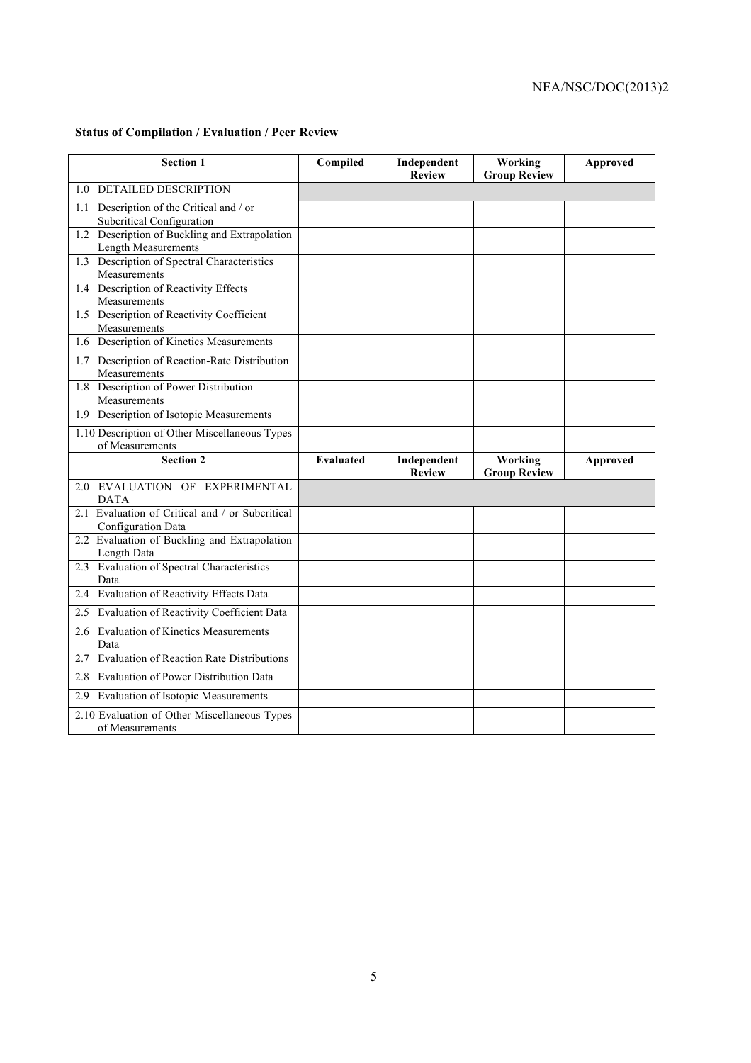**Status of Compilation / Evaluation / Peer Review**

| Section 1 | Compiled | Independent Review | Working Group Review | Approved |
|---|---|---|---|---|
| 1.0 DETAILED DESCRIPTION | | | | |
| 1.1 Description of the Critical and / or Subcritical Configuration | | | | |
| 1.2 Description of Buckling and Extrapolation Length Measurements | | | | |
| 1.3 Description of Spectral Characteristics Measurements | | | | |
| 1.4 Description of Reactivity Effects Measurements | | | | |
| 1.5 Description of Reactivity Coefficient Measurements | | | | |
| 1.6 Description of Kinetics Measurements | | | | |
| 1.7 Description of Reaction-Rate Distribution Measurements | | | | |
| 1.8 Description of Power Distribution Measurements | | | | |
| 1.9 Description of Isotopic Measurements | | | | |
| 1.10 Description of Other Miscellaneous Types of Measurements | | | | |
| **Section 2** | **Evaluated** | **Independent Review** | **Working Group Review** | **Approved** |
| 2.0 EVALUATION OF EXPERIMENTAL DATA | | | | |
| 2.1 Evaluation of Critical and / or Subcritical Configuration Data | | | | |
| 2.2 Evaluation of Buckling and Extrapolation Length Data | | | | |
| 2.3 Evaluation of Spectral Characteristics Data | | | | |
| 2.4 Evaluation of Reactivity Effects Data | | | | |
| 2.5 Evaluation of Reactivity Coefficient Data | | | | |
| 2.6 Evaluation of Kinetics Measurements Data | | | | |
| 2.7 Evaluation of Reaction Rate Distributions | | | | |
| 2.8 Evaluation of Power Distribution Data | | | | |
| 2.9 Evaluation of Isotopic Measurements | | | | |
| 2.10 Evaluation of Other Miscellaneous Types of Measurements | | | | |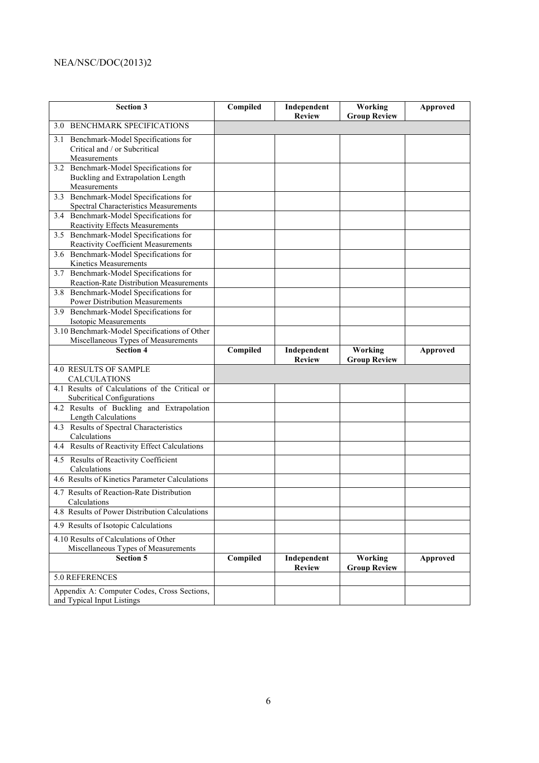| Section 3 | Compiled | Independent Review | Working Group Review | Approved |
|---|---|---|---|---|
| 3.0 BENCHMARK SPECIFICATIONS | | | | |
| 3.1 Benchmark-Model Specifications for Critical and / or Subcritical Measurements | | | | |
| 3.2 Benchmark-Model Specifications for Buckling and Extrapolation Length Measurements | | | | |
| 3.3 Benchmark-Model Specifications for Spectral Characteristics Measurements | | | | |
| 3.4 Benchmark-Model Specifications for Reactivity Effects Measurements | | | | |
| 3.5 Benchmark-Model Specifications for Reactivity Coefficient Measurements | | | | |
| 3.6 Benchmark-Model Specifications for Kinetics Measurements | | | | |
| 3.7 Benchmark-Model Specifications for Reaction-Rate Distribution Measurements | | | | |
| 3.8 Benchmark-Model Specifications for Power Distribution Measurements | | | | |
| 3.9 Benchmark-Model Specifications for Isotopic Measurements | | | | |
| 3.10 Benchmark-Model Specifications of Other Miscellaneous Types of Measurements | | | | |
| **Section 4** | **Compiled** | **Independent Review** | **Working Group Review** | **Approved** |
| 4.0 RESULTS OF SAMPLE CALCULATIONS | | | | |
| 4.1 Results of Calculations of the Critical or Subcritical Configurations | | | | |
| 4.2 Results of Buckling and Extrapolation Length Calculations | | | | |
| 4.3 Results of Spectral Characteristics Calculations | | | | |
| 4.4 Results of Reactivity Effect Calculations | | | | |
| 4.5 Results of Reactivity Coefficient Calculations | | | | |
| 4.6 Results of Kinetics Parameter Calculations | | | | |
| 4.7 Results of Reaction-Rate Distribution Calculations | | | | |
| 4.8 Results of Power Distribution Calculations | | | | |
| 4.9 Results of Isotopic Calculations | | | | |
| 4.10 Results of Calculations of Other Miscellaneous Types of Measurements | | | | |
| **Section 5** | **Compiled** | **Independent Review** | **Working Group Review** | **Approved** |
| 5.0 REFERENCES | | | | |
| Appendix A: Computer Codes, Cross Sections, and Typical Input Listings | | | | |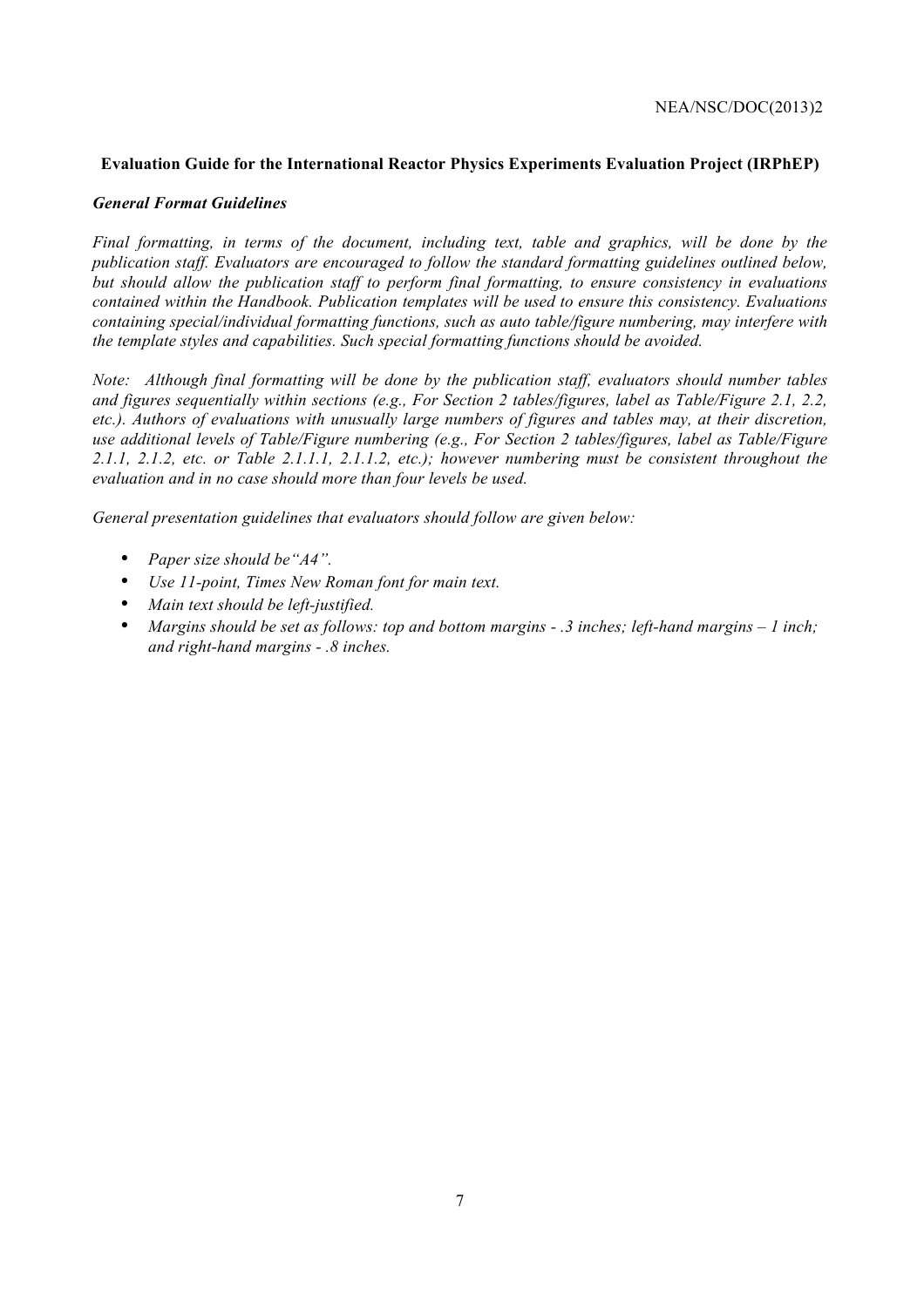**Evaluation Guide for the International Reactor Physics Experiments Evaluation Project (IRPhEP)**

***General Format Guidelines***

*Final formatting, in terms of the document, including text, table and graphics, will be done by the publication staff. Evaluators are encouraged to follow the standard formatting guidelines outlined below, but should allow the publication staff to perform final formatting, to ensure consistency in evaluations contained within the Handbook. Publication templates will be used to ensure this consistency. Evaluations containing special/individual formatting functions, such as auto table/figure numbering, may interfere with the template styles and capabilities. Such special formatting functions should be avoided.*

*Note: Although final formatting will be done by the publication staff, evaluators should number tables and figures sequentially within sections (e.g., For Section 2 tables/figures, label as Table/Figure 2.1, 2.2, etc.). Authors of evaluations with unusually large numbers of figures and tables may, at their discretion, use additional levels of Table/Figure numbering (e.g., For Section 2 tables/figures, label as Table/Figure 2.1.1, 2.1.2, etc. or Table 2.1.1.1, 2.1.1.2, etc.); however numbering must be consistent throughout the evaluation and in no case should more than four levels be used.*

*General presentation guidelines that evaluators should follow are given below:*

- *Paper size should be"A4".*
- *Use 11-point, Times New Roman font for main text.*
- *Main text should be left-justified.*
- *Margins should be set as follows: top and bottom margins - .3 inches; left-hand margins – 1 inch; and right-hand margins - .8 inches.*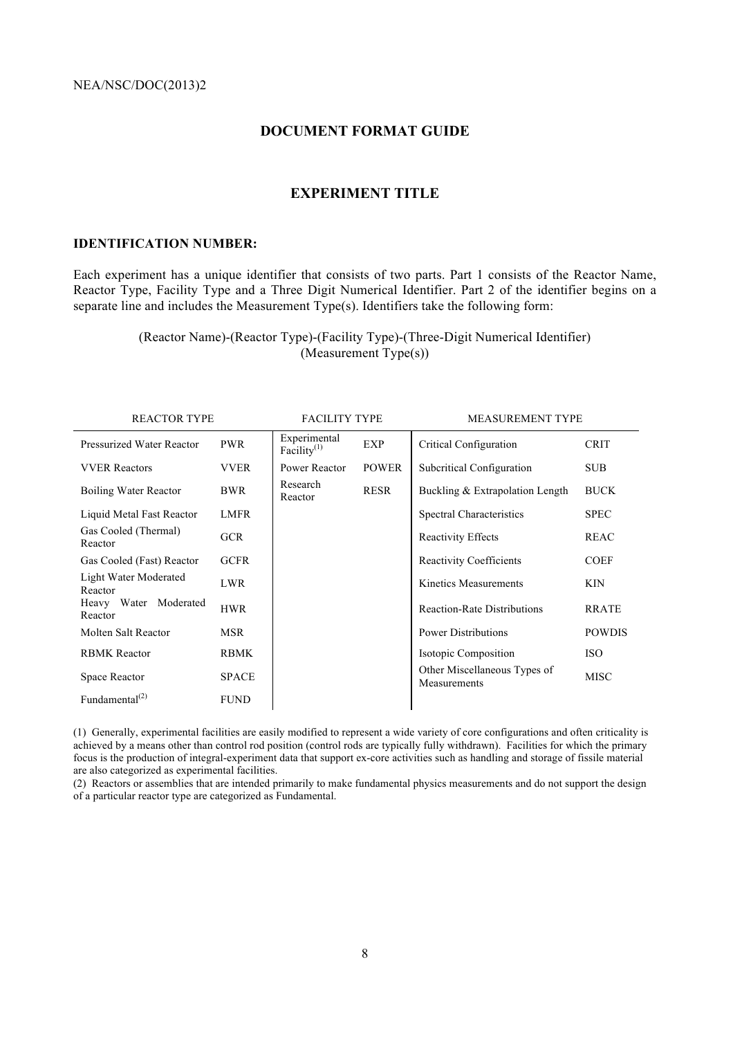## DOCUMENT FORMAT GUIDE

## EXPERIMENT TITLE

**IDENTIFICATION NUMBER:**

Each experiment has a unique identifier that consists of two parts. Part 1 consists of the Reactor Name, Reactor Type, Facility Type and a Three Digit Numerical Identifier. Part 2 of the identifier begins on a separate line and includes the Measurement Type(s). Identifiers take the following form:

(Reactor Name)-(Reactor Type)-(Facility Type)-(Three-Digit Numerical Identifier)
(Measurement Type(s))

| REACTOR TYPE | | FACILITY TYPE | | MEASUREMENT TYPE | |
|---|---|---|---|---|---|
| Pressurized Water Reactor | PWR | Experimental Facility[1] | EXP | Critical Configuration | CRIT |
| VVER Reactors | VVER | Power Reactor | POWER | Subcritical Configuration | SUB |
| Boiling Water Reactor | BWR | Research Reactor | RESR | Buckling & Extrapolation Length | BUCK |
| Liquid Metal Fast Reactor | LMFR | | | Spectral Characteristics | SPEC |
| Gas Cooled (Thermal) Reactor | GCR | | | Reactivity Effects | REAC |
| Gas Cooled (Fast) Reactor | GCFR | | | Reactivity Coefficients | COEF |
| Light Water Moderated Reactor | LWR | | | Kinetics Measurements | KIN |
| Heavy Water Moderated Reactor | HWR | | | Reaction-Rate Distributions | RRATE |
| Molten Salt Reactor | MSR | | | Power Distributions | POWDIS |
| RBMK Reactor | RBMK | | | Isotopic Composition | ISO |
| Space Reactor | SPACE | | | Other Miscellaneous Types of Measurements | MISC |
| Fundamental[2] | FUND | | | | |

(1) Generally, experimental facilities are easily modified to represent a wide variety of core configurations and often criticality is achieved by a means other than control rod position (control rods are typically fully withdrawn). Facilities for which the primary focus is the production of integral-experiment data that support ex-core activities such as handling and storage of fissile material are also categorized as experimental facilities.

(2) Reactors or assemblies that are intended primarily to make fundamental physics measurements and do not support the design of a particular reactor type are categorized as Fundamental.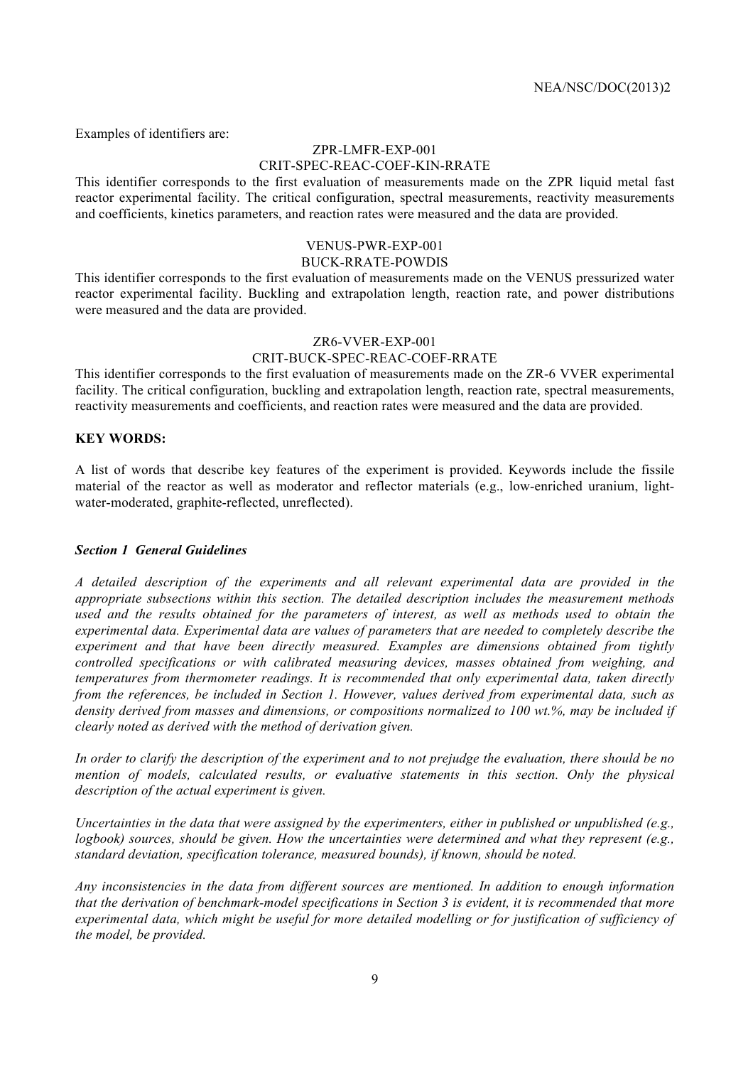Examples of identifiers are:

ZPR-LMFR-EXP-001
CRIT-SPEC-REAC-COEF-KIN-RRATE

This identifier corresponds to the first evaluation of measurements made on the ZPR liquid metal fast reactor experimental facility. The critical configuration, spectral measurements, reactivity measurements and coefficients, kinetics parameters, and reaction rates were measured and the data are provided.

VENUS-PWR-EXP-001
BUCK-RRATE-POWDIS

This identifier corresponds to the first evaluation of measurements made on the VENUS pressurized water reactor experimental facility. Buckling and extrapolation length, reaction rate, and power distributions were measured and the data are provided.

ZR6-VVER-EXP-001
CRIT-BUCK-SPEC-REAC-COEF-RRATE

This identifier corresponds to the first evaluation of measurements made on the ZR-6 VVER experimental facility. The critical configuration, buckling and extrapolation length, reaction rate, spectral measurements, reactivity measurements and coefficients, and reaction rates were measured and the data are provided.

**KEY WORDS:**

A list of words that describe key features of the experiment is provided. Keywords include the fissile material of the reactor as well as moderator and reflector materials (e.g., low-enriched uranium, light-water-moderated, graphite-reflected, unreflected).

### *Section 1 General Guidelines*

*A detailed description of the experiments and all relevant experimental data are provided in the appropriate subsections within this section. The detailed description includes the measurement methods used and the results obtained for the parameters of interest, as well as methods used to obtain the experimental data. Experimental data are values of parameters that are needed to completely describe the experiment and that have been directly measured. Examples are dimensions obtained from tightly controlled specifications or with calibrated measuring devices, masses obtained from weighing, and temperatures from thermometer readings. It is recommended that only experimental data, taken directly from the references, be included in Section 1. However, values derived from experimental data, such as density derived from masses and dimensions, or compositions normalized to 100 wt.%, may be included if clearly noted as derived with the method of derivation given.*

*In order to clarify the description of the experiment and to not prejudge the evaluation, there should be no mention of models, calculated results, or evaluative statements in this section. Only the physical description of the actual experiment is given.*

*Uncertainties in the data that were assigned by the experimenters, either in published or unpublished (e.g., logbook) sources, should be given. How the uncertainties were determined and what they represent (e.g., standard deviation, specification tolerance, measured bounds), if known, should be noted.*

*Any inconsistencies in the data from different sources are mentioned. In addition to enough information that the derivation of benchmark-model specifications in Section 3 is evident, it is recommended that more experimental data, which might be useful for more detailed modelling or for justification of sufficiency of the model, be provided.*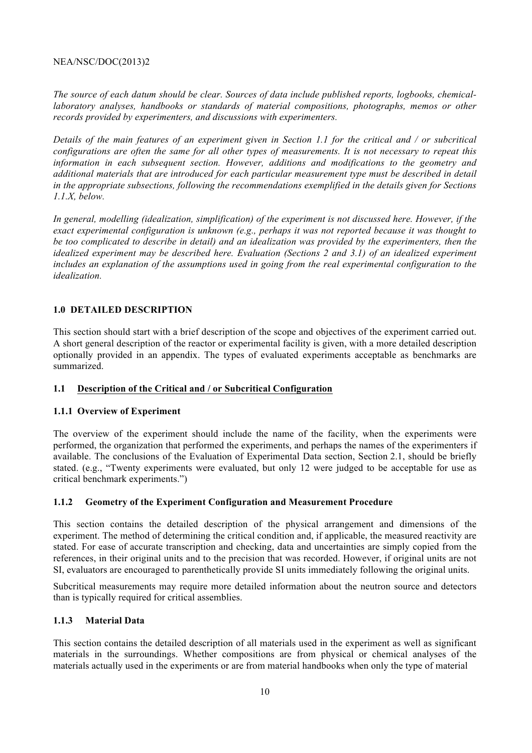*The source of each datum should be clear. Sources of data include published reports, logbooks, chemical-laboratory analyses, handbooks or standards of material compositions, photographs, memos or other records provided by experimenters, and discussions with experimenters.*

*Details of the main features of an experiment given in Section 1.1 for the critical and / or subcritical configurations are often the same for all other types of measurements. It is not necessary to repeat this information in each subsequent section. However, additions and modifications to the geometry and additional materials that are introduced for each particular measurement type must be described in detail in the appropriate subsections, following the recommendations exemplified in the details given for Sections 1.1.X, below.*

*In general, modelling (idealization, simplification) of the experiment is not discussed here. However, if the exact experimental configuration is unknown (e.g., perhaps it was not reported because it was thought to be too complicated to describe in detail) and an idealization was provided by the experimenters, then the idealized experiment may be described here. Evaluation (Sections 2 and 3.1) of an idealized experiment includes an explanation of the assumptions used in going from the real experimental configuration to the idealization.*

## 1.0 DETAILED DESCRIPTION

This section should start with a brief description of the scope and objectives of the experiment carried out. A short general description of the reactor or experimental facility is given, with a more detailed description optionally provided in an appendix. The types of evaluated experiments acceptable as benchmarks are summarized.

### 1.1 Description of the Critical and / or Subcritical Configuration

#### 1.1.1 Overview of Experiment

The overview of the experiment should include the name of the facility, when the experiments were performed, the organization that performed the experiments, and perhaps the names of the experimenters if available. The conclusions of the Evaluation of Experimental Data section, Section 2.1, should be briefly stated. (e.g., "Twenty experiments were evaluated, but only 12 were judged to be acceptable for use as critical benchmark experiments.")

#### 1.1.2 Geometry of the Experiment Configuration and Measurement Procedure

This section contains the detailed description of the physical arrangement and dimensions of the experiment. The method of determining the critical condition and, if applicable, the measured reactivity are stated. For ease of accurate transcription and checking, data and uncertainties are simply copied from the references, in their original units and to the precision that was recorded. However, if original units are not SI, evaluators are encouraged to parenthetically provide SI units immediately following the original units.

Subcritical measurements may require more detailed information about the neutron source and detectors than is typically required for critical assemblies.

#### 1.1.3 Material Data

This section contains the detailed description of all materials used in the experiment as well as significant materials in the surroundings. Whether compositions are from physical or chemical analyses of the materials actually used in the experiments or are from material handbooks when only the type of material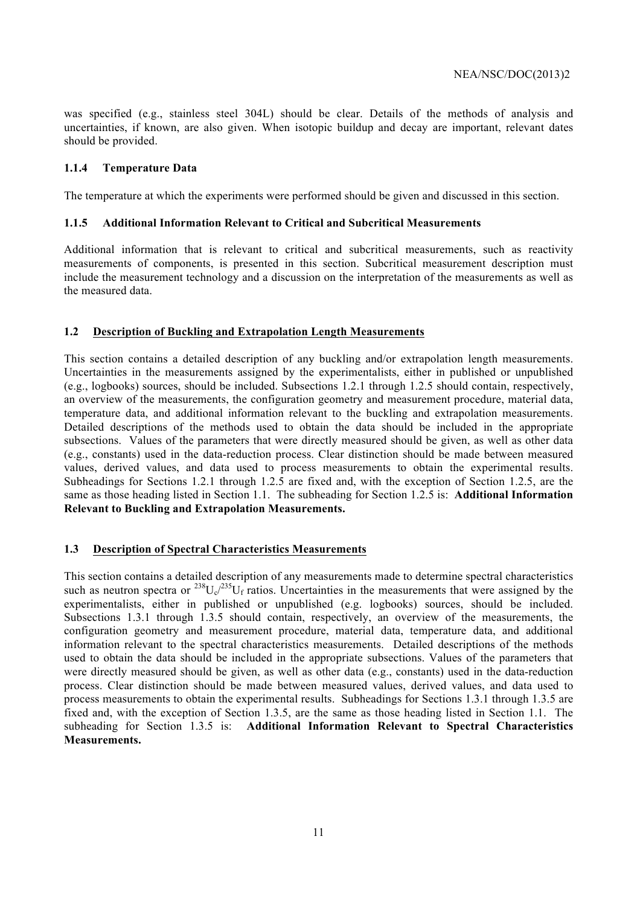was specified (e.g., stainless steel 304L) should be clear. Details of the methods of analysis and uncertainties, if known, are also given. When isotopic buildup and decay are important, relevant dates should be provided.

#### 1.1.4 Temperature Data

The temperature at which the experiments were performed should be given and discussed in this section.

#### 1.1.5 Additional Information Relevant to Critical and Subcritical Measurements

Additional information that is relevant to critical and subcritical measurements, such as reactivity measurements of components, is presented in this section. Subcritical measurement description must include the measurement technology and a discussion on the interpretation of the measurements as well as the measured data.

### 1.2 Description of Buckling and Extrapolation Length Measurements

This section contains a detailed description of any buckling and/or extrapolation length measurements. Uncertainties in the measurements assigned by the experimentalists, either in published or unpublished (e.g., logbooks) sources, should be included. Subsections 1.2.1 through 1.2.5 should contain, respectively, an overview of the measurements, the configuration geometry and measurement procedure, material data, temperature data, and additional information relevant to the buckling and extrapolation measurements. Detailed descriptions of the methods used to obtain the data should be included in the appropriate subsections. Values of the parameters that were directly measured should be given, as well as other data (e.g., constants) used in the data-reduction process. Clear distinction should be made between measured values, derived values, and data used to process measurements to obtain the experimental results. Subheadings for Sections 1.2.1 through 1.2.5 are fixed and, with the exception of Section 1.2.5, are the same as those heading listed in Section 1.1. The subheading for Section 1.2.5 is: **Additional Information Relevant to Buckling and Extrapolation Measurements.**

### 1.3 Description of Spectral Characteristics Measurements

This section contains a detailed description of any measurements made to determine spectral characteristics such as neutron spectra or $^{238}U_c/^{235}U_f$ ratios. Uncertainties in the measurements that were assigned by the experimentalists, either in published or unpublished (e.g. logbooks) sources, should be included. Subsections 1.3.1 through 1.3.5 should contain, respectively, an overview of the measurements, the configuration geometry and measurement procedure, material data, temperature data, and additional information relevant to the spectral characteristics measurements. Detailed descriptions of the methods used to obtain the data should be included in the appropriate subsections. Values of the parameters that were directly measured should be given, as well as other data (e.g., constants) used in the data-reduction process. Clear distinction should be made between measured values, derived values, and data used to process measurements to obtain the experimental results. Subheadings for Sections 1.3.1 through 1.3.5 are fixed and, with the exception of Section 1.3.5, are the same as those heading listed in Section 1.1. The subheading for Section 1.3.5 is: **Additional Information Relevant to Spectral Characteristics Measurements.**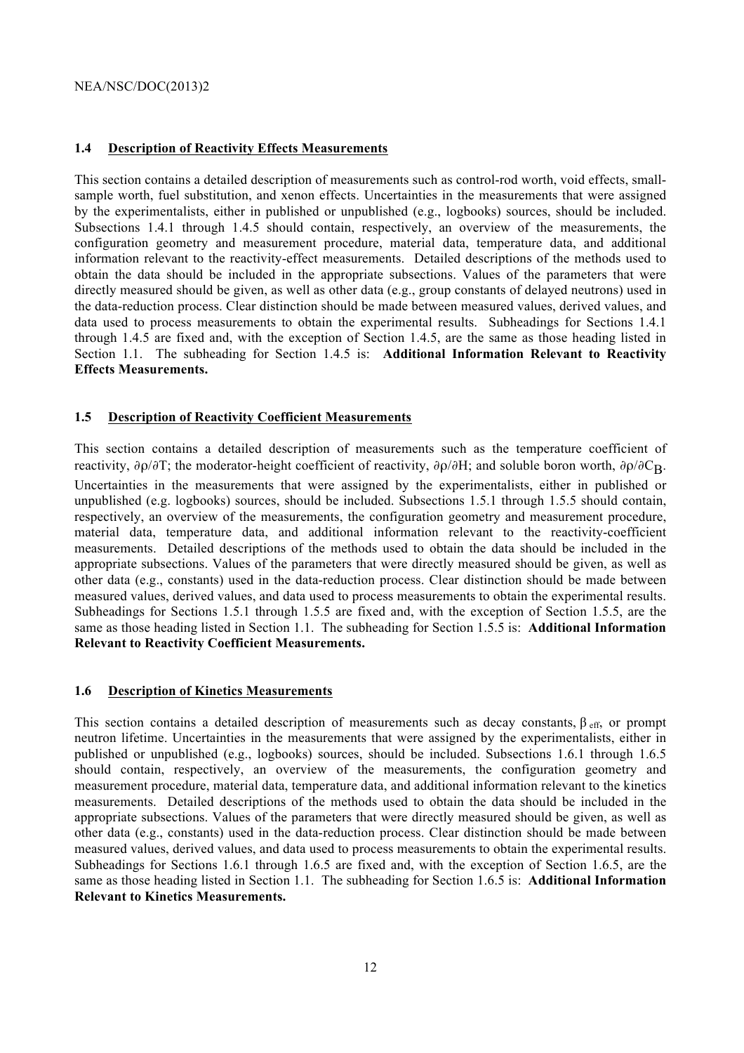### 1.4 Description of Reactivity Effects Measurements

This section contains a detailed description of measurements such as control-rod worth, void effects, small-sample worth, fuel substitution, and xenon effects. Uncertainties in the measurements that were assigned by the experimentalists, either in published or unpublished (e.g., logbooks) sources, should be included. Subsections 1.4.1 through 1.4.5 should contain, respectively, an overview of the measurements, the configuration geometry and measurement procedure, material data, temperature data, and additional information relevant to the reactivity-effect measurements. Detailed descriptions of the methods used to obtain the data should be included in the appropriate subsections. Values of the parameters that were directly measured should be given, as well as other data (e.g., group constants of delayed neutrons) used in the data-reduction process. Clear distinction should be made between measured values, derived values, and data used to process measurements to obtain the experimental results. Subheadings for Sections 1.4.1 through 1.4.5 are fixed and, with the exception of Section 1.4.5, are the same as those listed in Section 1.1. The subheading for Section 1.4.5 is: **Additional Information Relevant to Reactivity Effects Measurements.**

### 1.5 Description of Reactivity Coefficient Measurements

This section contains a detailed description of measurements such as the temperature coefficient of reactivity, $\partial\rho/\partial T$; the moderator-height coefficient of reactivity, $\partial\rho/\partial H$; and soluble boron worth, $\partial\rho/\partial C_B$. Uncertainties in the measurements that were assigned by the experimentalists, either in published or unpublished (e.g. logbooks) sources, should be included. Subsections 1.5.1 through 1.5.5 should contain, respectively, an overview of the measurements, the configuration geometry and measurement procedure, material data, temperature data, and additional information relevant to the reactivity-coefficient measurements. Detailed descriptions of the methods used to obtain the data should be included in the appropriate subsections. Values of the parameters that were directly measured should be given, as well as other data (e.g., constants) used in the data-reduction process. Clear distinction should be made between measured values, derived values, and data used to process measurements to obtain the experimental results. Subheadings for Sections 1.5.1 through 1.5.5 are fixed and, with the exception of Section 1.5.5, are the same as those heading listed in Section 1.1. The subheading for Section 1.5.5 is: **Additional Information Relevant to Reactivity Coefficient Measurements.**

### 1.6 Description of Kinetics Measurements

This section contains a detailed description of measurements such as decay constants, $\beta_{eff}$, or prompt neutron lifetime. Uncertainties in the measurements that were assigned by the experimentalists, either in published or unpublished (e.g., logbooks) sources, should be included. Subsections 1.6.1 through 1.6.5 should contain, respectively, an overview of the measurements, the configuration geometry and measurement procedure, material data, temperature data, and additional information relevant to the kinetics measurements. Detailed descriptions of the methods used to obtain the data should be included in the appropriate subsections. Values of the parameters that were directly measured should be given, as well as other data (e.g., constants) used in the data-reduction process. Clear distinction should be made between measured values, derived values, and data used to process measurements to obtain the experimental results. Subheadings for Sections 1.6.1 through 1.6.5 are fixed and, with the exception of Section 1.6.5, are the same as those heading listed in Section 1.1. The subheading for Section 1.6.5 is: **Additional Information Relevant to Kinetics Measurements.**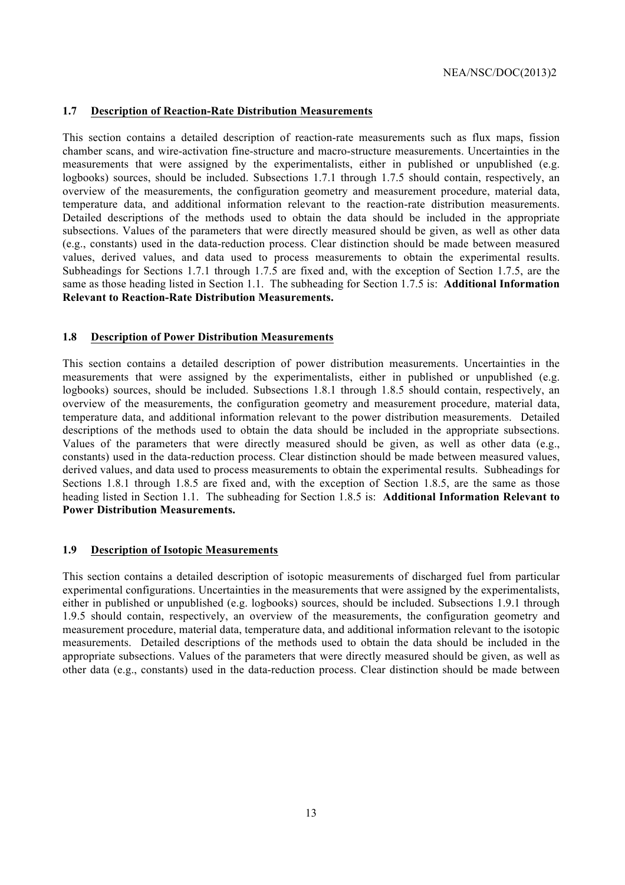### 1.7 Description of Reaction-Rate Distribution Measurements

This section contains a detailed description of reaction-rate measurements such as flux maps, fission chamber scans, and wire-activation fine-structure and macro-structure measurements. Uncertainties in the measurements that were assigned by the experimentalists, either in published or unpublished (e.g. logbooks) sources, should be included. Subsections 1.7.1 through 1.7.5 should contain, respectively, an overview of the measurements, the configuration geometry and measurement procedure, material data, temperature data, and additional information relevant to the reaction-rate distribution measurements. Detailed descriptions of the methods used to obtain the data should be included in the appropriate subsections. Values of the parameters that were directly measured should be given, as well as other data (e.g., constants) used in the data-reduction process. Clear distinction should be made between measured values, derived values, and data used to process measurements to obtain the experimental results. Subheadings for Sections 1.7.1 through 1.7.5 are fixed and, with the exception of Section 1.7.5, are the same as those heading listed in Section 1.1. The subheading for Section 1.7.5 is: **Additional Information Relevant to Reaction-Rate Distribution Measurements.**

### 1.8 Description of Power Distribution Measurements

This section contains a detailed description of power distribution measurements. Uncertainties in the measurements that were assigned by the experimentalists, either in published or unpublished (e.g. logbooks) sources, should be included. Subsections 1.8.1 through 1.8.5 should contain, respectively, an overview of the measurements, the configuration geometry and measurement procedure, material data, temperature data, and additional information relevant to the power distribution measurements. Detailed descriptions of the methods used to obtain the data should be included in the appropriate subsections. Values of the parameters that were directly measured should be given, as well as other data (e.g., constants) used in the data-reduction process. Clear distinction should be made between measured values, derived values, and data used to process measurements to obtain the experimental results. Subheadings for Sections 1.8.1 through 1.8.5 are fixed and, with the exception of Section 1.8.5, are the same as those heading listed in Section 1.1. The subheading for Section 1.8.5 is: **Additional Information Relevant to Power Distribution Measurements.**

### 1.9 Description of Isotopic Measurements

This section contains a detailed description of isotopic measurements of discharged fuel from particular experimental configurations. Uncertainties in the measurements that were assigned by the experimentalists, either in published or unpublished (e.g. logbooks) sources, should be included. Subsections 1.9.1 through 1.9.5 should contain, respectively, an overview of the measurements, the configuration geometry and measurement procedure, material data, temperature data, and additional information relevant to the isotopic measurements. Detailed descriptions of the methods used to obtain the data should be included in the appropriate subsections. Values of the parameters that were directly measured should be given, as well as other data (e.g., constants) used in the data-reduction process. Clear distinction should be made between